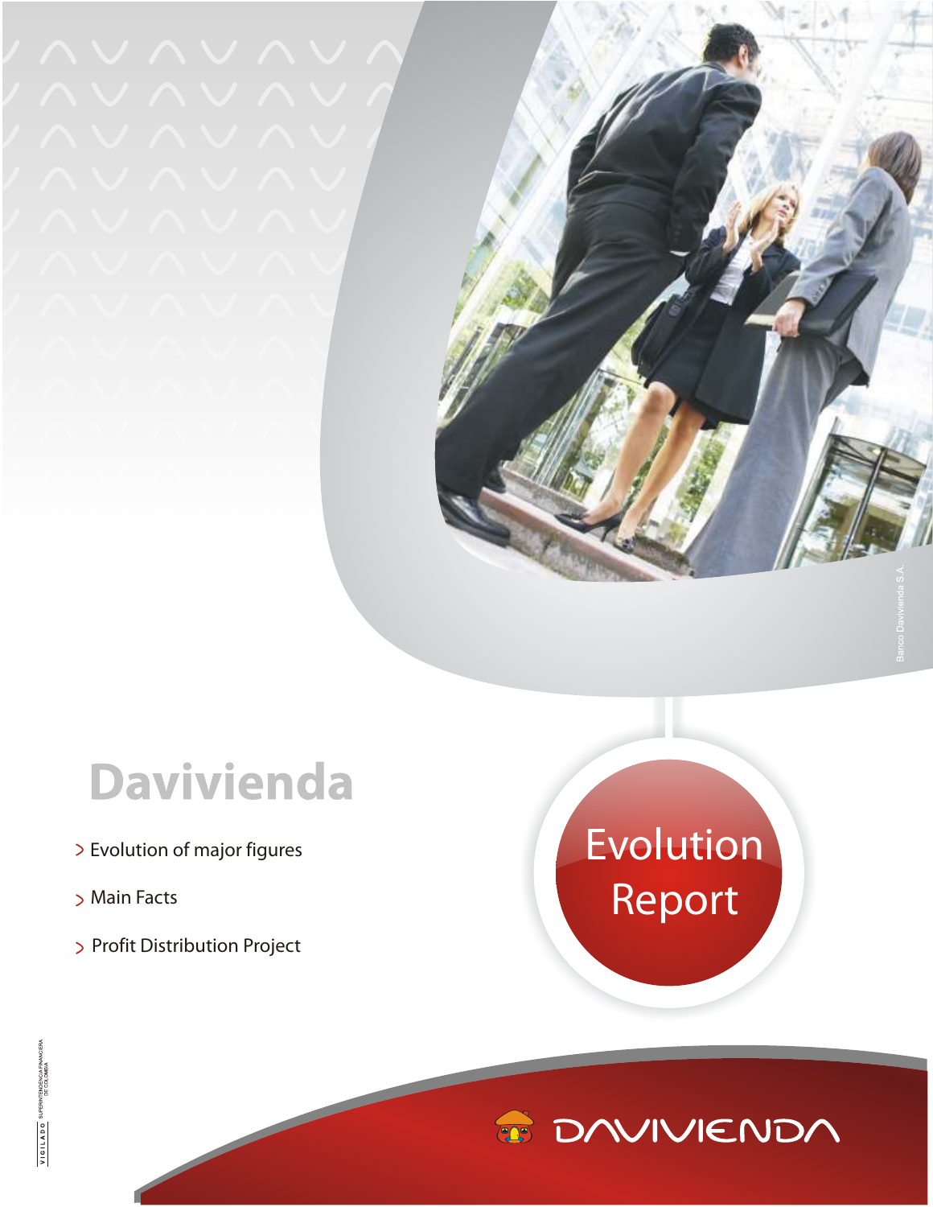# Davivienda

> Evolution of major figures

> Main Facts

> Profit Distribution Project

## Evolution Report

Banco Davivienda S.A.

VIGILADO SUPERINTENDENCIA FINANCIERA DE COLOMBIA

DAVIVIENDA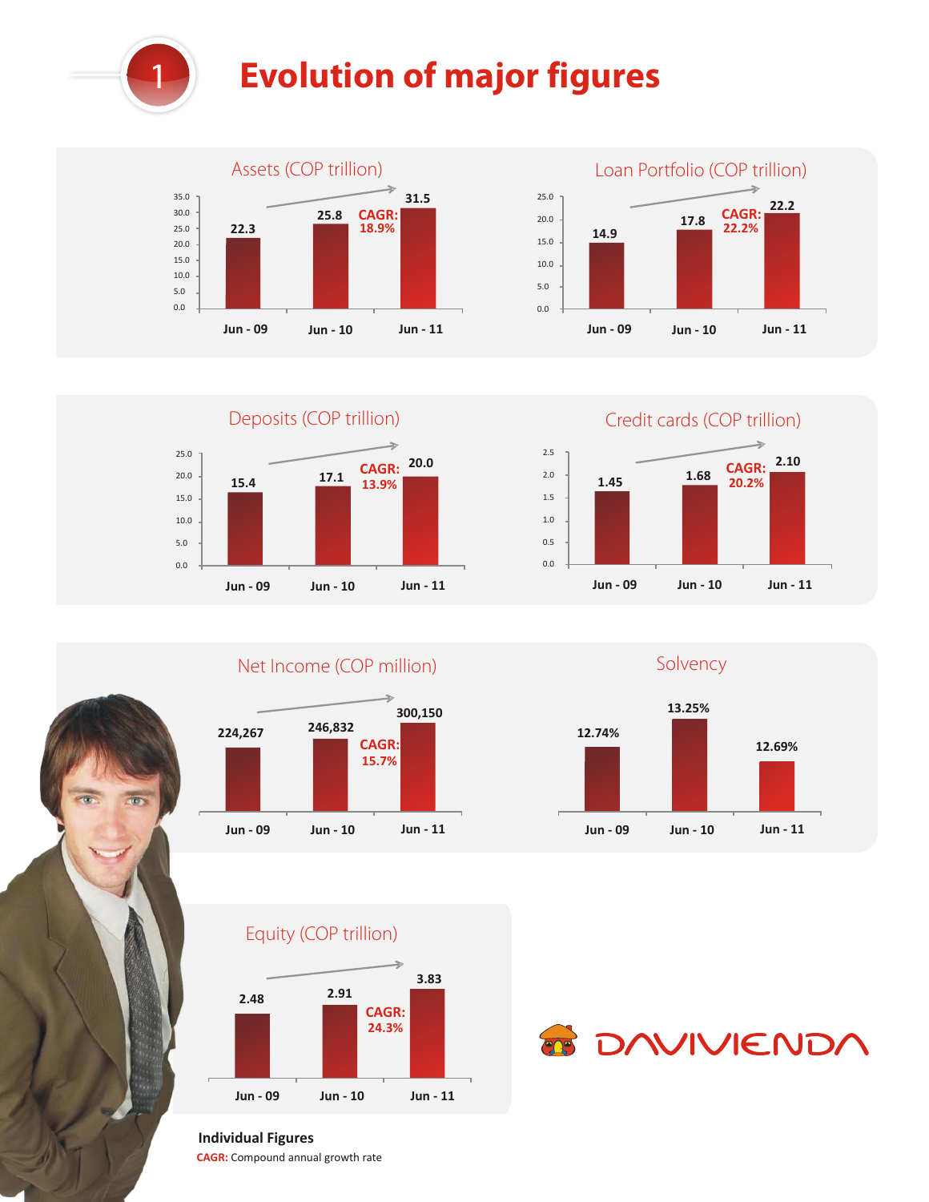# 1 Evolution of major figures

### Assets (COP trillion)

| | Jun - 09 | Jun - 10 | Jun - 11 |
|---|---|---|---|
| Assets | 22.3 | 25.8 | 31.5 |

CAGR: 18.9%

### Loan Portfolio (COP trillion)

| | Jun - 09 | Jun - 10 | Jun - 11 |
|---|---|---|---|
| Loan Portfolio | 14.9 | 17.8 | 22.2 |

CAGR: 22.2%

### Deposits (COP trillion)

| | Jun - 09 | Jun - 10 | Jun - 11 |
|---|---|---|---|
| Deposits | 15.4 | 17.1 | 20.0 |

CAGR: 13.9%

### Credit cards (COP trillion)

| | Jun - 09 | Jun - 10 | Jun - 11 |
|---|---|---|---|
| Credit cards | 1.45 | 1.68 | 2.10 |

CAGR: 20.2%

### Net Income (COP million)

| | Jun - 09 | Jun - 10 | Jun - 11 |
|---|---|---|---|
| Net Income | 224,267 | 246,832 | 300,150 |

CAGR: 15.7%

### Solvency

| | Jun - 09 | Jun - 10 | Jun - 11 |
|---|---|---|---|
| Solvency | 12.74% | 13.25% | 12.69% |

### Equity (COP trillion)

| | Jun - 09 | Jun - 10 | Jun - 11 |
|---|---|---|---|
| Equity | 2.48 | 2.91 | 3.83 |

CAGR: 24.3%

DAVIVIENDA

**Individual Figures**

**CAGR:** Compound annual growth rate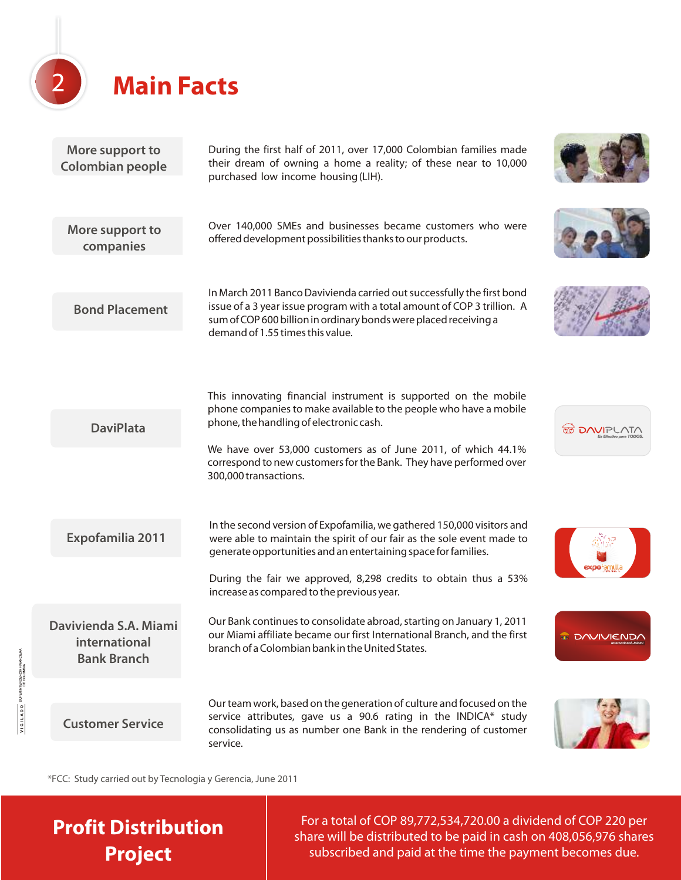# 2 Main Facts

| | |
|---|---|
| **More support to Colombian people** | During the first half of 2011, over 17,000 Colombian families made their dream of owning a home a reality; of these near to 10,000 purchased low income housing (LIH). |
| **More support to companies** | Over 140,000 SMEs and businesses became customers who were offered development possibilities thanks to our products. |
| **Bond Placement** | In March 2011 Banco Davivienda carried out successfully the first bond issue of a 3 year issue program with a total amount of COP 3 trillion. A sum of COP 600 billion in ordinary bonds were placed receiving a demand of 1.55 times this value. |
| **DaviPlata** | This innovating financial instrument is supported on the mobile phone companies to make available to the people who have a mobile phone, the handling of electronic cash.<br><br>We have over 53,000 customers as of June 2011, of which 44.1% correspond to new customers for the Bank. They have performed over 300,000 transactions. |
| **Expofamilia 2011** | In the second version of Expofamilia, we gathered 150,000 visitors and were able to maintain the spirit of our fair as the sole event made to generate opportunities and an entertaining space for families.<br><br>During the fair we approved, 8,298 credits to obtain thus a 53% increase as compared to the previous year. |
| **Davivienda S.A. Miami international Bank Branch** | Our Bank continues to consolidate abroad, starting on January 1, 2011 our Miami affiliate became our first International Branch, and the first branch of a Colombian bank in the United States. |
| **Customer Service** | Our team work, based on the generation of culture and focused on the service attributes, gave us a 90.6 rating in the INDICA* study consolidating us as number one Bank in the rendering of customer service. |

*FCC: Study carried out by Tecnologia y Gerencia, June 2011

## Profit Distribution Project

For a total of COP 89,772,534,720.00 a dividend of COP 220 per share will be distributed to be paid in cash on 408,056,976 shares subscribed and paid at the time the payment becomes due.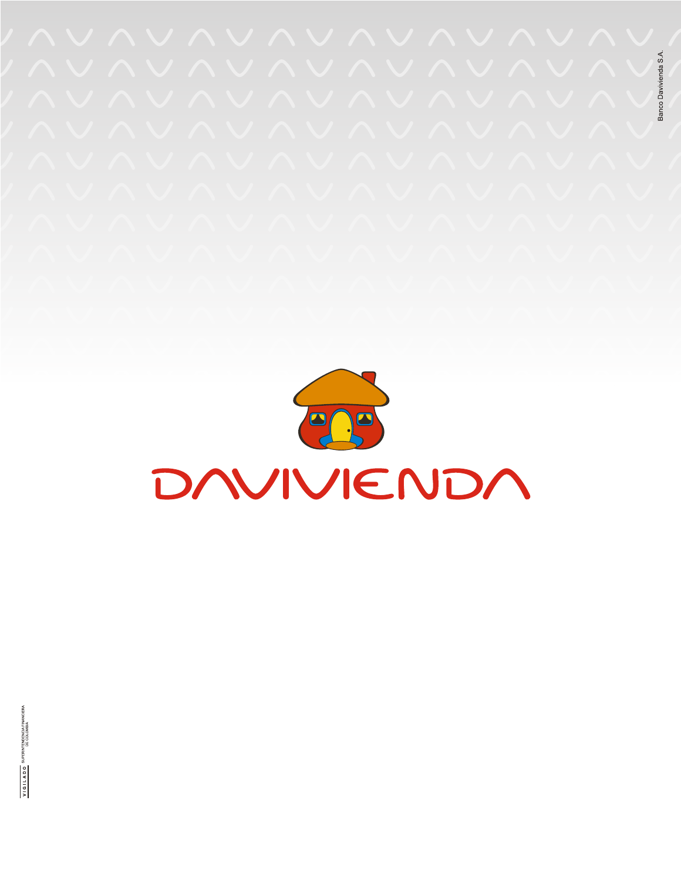DAVIVIENDA

Banco Davivienda S.A.

VIGILADO SUPERINTENDENCIA FINANCIERA DE COLOMBIA